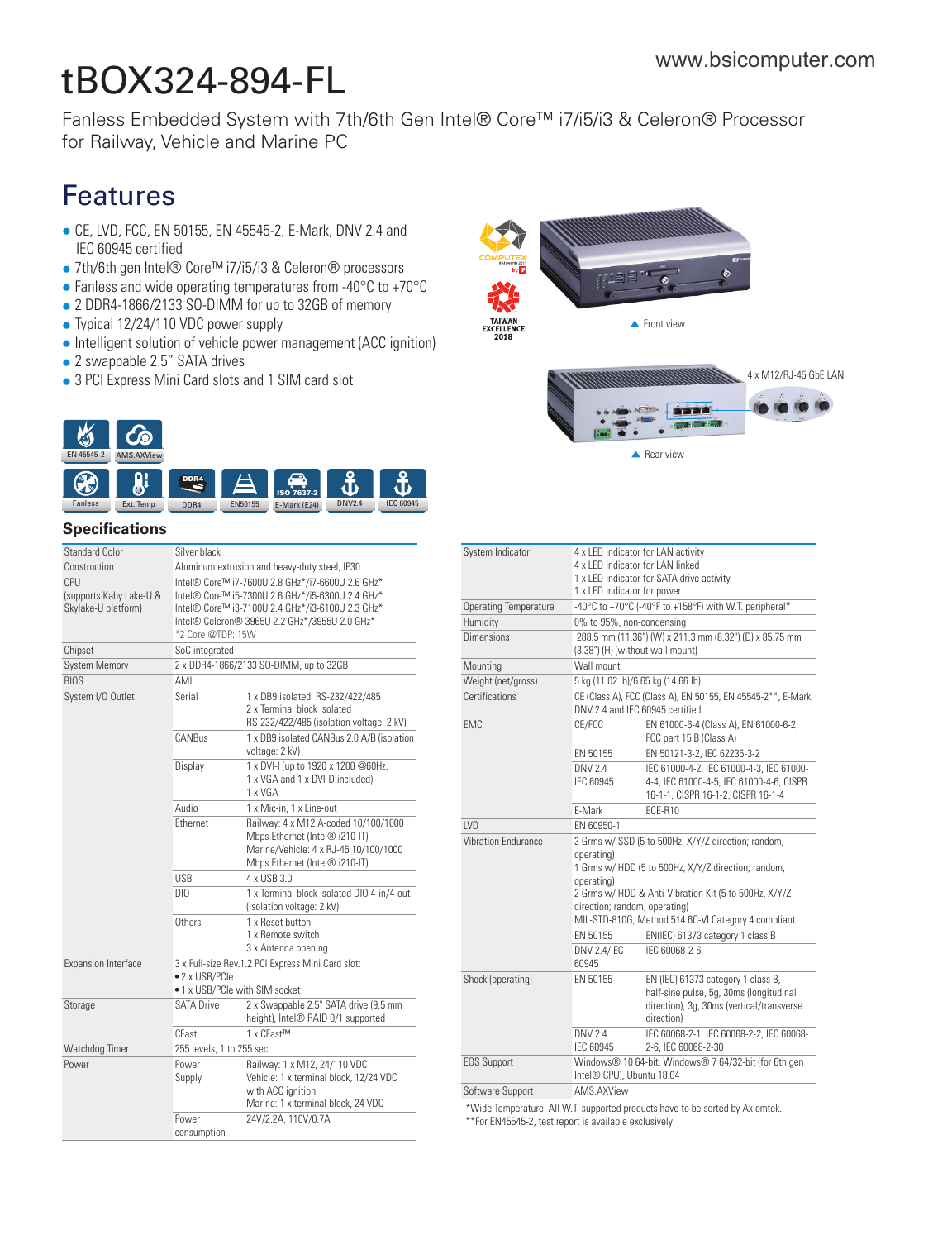www.bsicomputer.com

# tBOX324-894-FL

Fanless Embedded System with 7th/6th Gen Intel® Core™ i7/i5/i3 & Celeron® Processor for Railway, Vehicle and Marine PC

## Features

- CE, LVD, FCC, EN 50155, EN 45545-2, E-Mark, DNV 2.4 and IEC 60945 certified
- 7th/6th gen Intel® Core™ i7/i5/i3 & Celeron® processors
- Fanless and wide operating temperatures from -40°C to +70°C
- 2 DDR4-1866/2133 SO-DIMM for up to 32GB of memory
- Typical 12/24/110 VDC power supply
- Intelligent solution of vehicle power management (ACC ignition)
- 2 swappable 2.5" SATA drives
- 3 PCI Express Mini Card slots and 1 SIM card slot

EN 45545-2 | AMS.AXView | Fanless | Ext. Temp | DDR4 | EN50155 | E-Mark (E24) | DNV2.4 | IEC 60945

COMPUTEX d&i awards 2017 | TAIWAN EXCELLENCE 2018

▲ Front view

4 x M12/RJ-45 GbE LAN

▲ Rear view

## Specifications

| | | |
|---|---|---|
| Standard Color | Silver black | |
| Construction | Aluminum extrusion and heavy-duty steel, IP30 | |
| CPU (supports Kaby Lake-U & Skylake-U platform) | Intel® Core™ i7-7600U 2.8 GHz*/i7-6600U 2.6 GHz*<br>Intel® Core™ i5-7300U 2.6 GHz*/i5-6300U 2.4 GHz*<br>Intel® Core™ i3-7100U 2.4 GHz*/i3-6100U 2.3 GHz*<br>Intel® Celeron® 3965U 2.2 GHz*/3955U 2.0 GHz*<br>*2 Core @TDP: 15W | |
| Chipset | SoC integrated | |
| System Memory | 2 x DDR4-1866/2133 SO-DIMM, up to 32GB | |
| BIOS | AMI | |
| System I/O Outlet | Serial | 1 x DB9 isolated RS-232/422/485<br>2 x Terminal block isolated RS-232/422/485 (isolation voltage: 2 kV) |
| | CANBus | 1 x DB9 isolated CANBus 2.0 A/B (isolation voltage: 2 kV) |
| | Display | 1 x DVI-I (up to 1920 x 1200 @60Hz, 1 x VGA and 1 x DVI-D included)<br>1 x VGA |
| | Audio | 1 x Mic-in, 1 x Line-out |
| | Ethernet | Railway: 4 x M12 A-coded 10/100/1000 Mbps Ethernet (Intel® i210-IT)<br>Marine/Vehicle: 4 x RJ-45 10/100/1000 Mbps Ethernet (Intel® i210-IT) |
| | USB | 4 x USB 3.0 |
| | DIO | 1 x Terminal block isolated DIO 4-in/4-out (isolation voltage: 2 kV) |
| | Others | 1 x Reset button<br>1 x Remote switch<br>3 x Antenna opening |
| Expansion Interface | 3 x Full-size Rev.1.2 PCI Express Mini Card slot:<br>• 2 x USB/PCIe<br>• 1 x USB/PCIe with SIM socket | |
| Storage | SATA Drive | 2 x Swappable 2.5" SATA drive (9.5 mm height), Intel® RAID 0/1 supported |
| | CFast | 1 x CFast™ |
| Watchdog Timer | 255 levels, 1 to 255 sec. | |
| Power | Power Supply | Railway: 1 x M12, 24/110 VDC<br>Vehicle: 1 x terminal block, 12/24 VDC with ACC ignition<br>Marine: 1 x terminal block, 24 VDC |
| | Power consumption | 24V/2.2A, 110V/0.7A |

| | | |
|---|---|---|
| System Indicator | 4 x LED indicator for LAN activity<br>4 x LED indicator for LAN linked<br>1 x LED indicator for SATA drive activity<br>1 x LED indicator for power | |
| Operating Temperature | -40°C to +70°C (-40°F to +158°F) with W.T. peripheral* | |
| Humidity | 0% to 95%, non-condensing | |
| Dimensions | 288.5 mm (11.36") (W) x 211.3 mm (8.32") (D) x 85.75 mm (3.38") (H) (without wall mount) | |
| Mounting | Wall mount | |
| Weight (net/gross) | 5 kg (11.02 lb)/6.65 kg (14.66 lb) | |
| Certifications | CE (Class A), FCC (Class A), EN 50155, EN 45545-2**, E-Mark, DNV 2.4 and IEC 60945 certified | |
| EMC | CE/FCC | EN 61000-6-4 (Class A), EN 61000-6-2, FCC part 15 B (Class A) |
| | EN 50155 | EN 50121-3-2, IEC 62236-3-2 |
| | DNV 2.4<br>IEC 60945 | IEC 61000-4-2, IEC 61000-4-3, IEC 61000-4-4, IEC 61000-4-5, IEC 61000-4-6, CISPR 16-1-1, CISPR 16-1-2, CISPR 16-1-4 |
| | E-Mark | ECE-R10 |
| LVD | EN 60950-1 | |
| Vibration Endurance | 3 Grms w/ SSD (5 to 500Hz, X/Y/Z direction; random, operating)<br>1 Grms w/ HDD (5 to 500Hz, X/Y/Z direction; random, operating)<br>2 Grms w/ HDD & Anti-Vibration Kit (5 to 500Hz, X/Y/Z direction; random, operating)<br>MIL-STD-810G, Method 514.6C-VI Category 4 compliant | |
| | EN 50155 | EN(IEC) 61373 category 1 class B |
| | DNV 2.4/IEC 60945 | IEC 60068-2-6 |
| Shock (operating) | EN 50155 | EN (IEC) 61373 category 1 class B, half-sine pulse, 5g, 30ms (longitudinal direction), 3g, 30ms (vertical/transverse direction) |
| | DNV 2.4<br>IEC 60945 | IEC 60068-2-1, IEC 60068-2-2, IEC 60068-2-6, IEC 60068-2-30 |
| EOS Support | Windows® 10 64-bit, Windows® 7 64/32-bit (for 6th gen Intel® CPU), Ubuntu 18.04 | |
| Software Support | AMS.AXView | |

*Wide Temperature. All W.T. supported products have to be sorted by Axiomtek.
**For EN45545-2, test report is available exclusively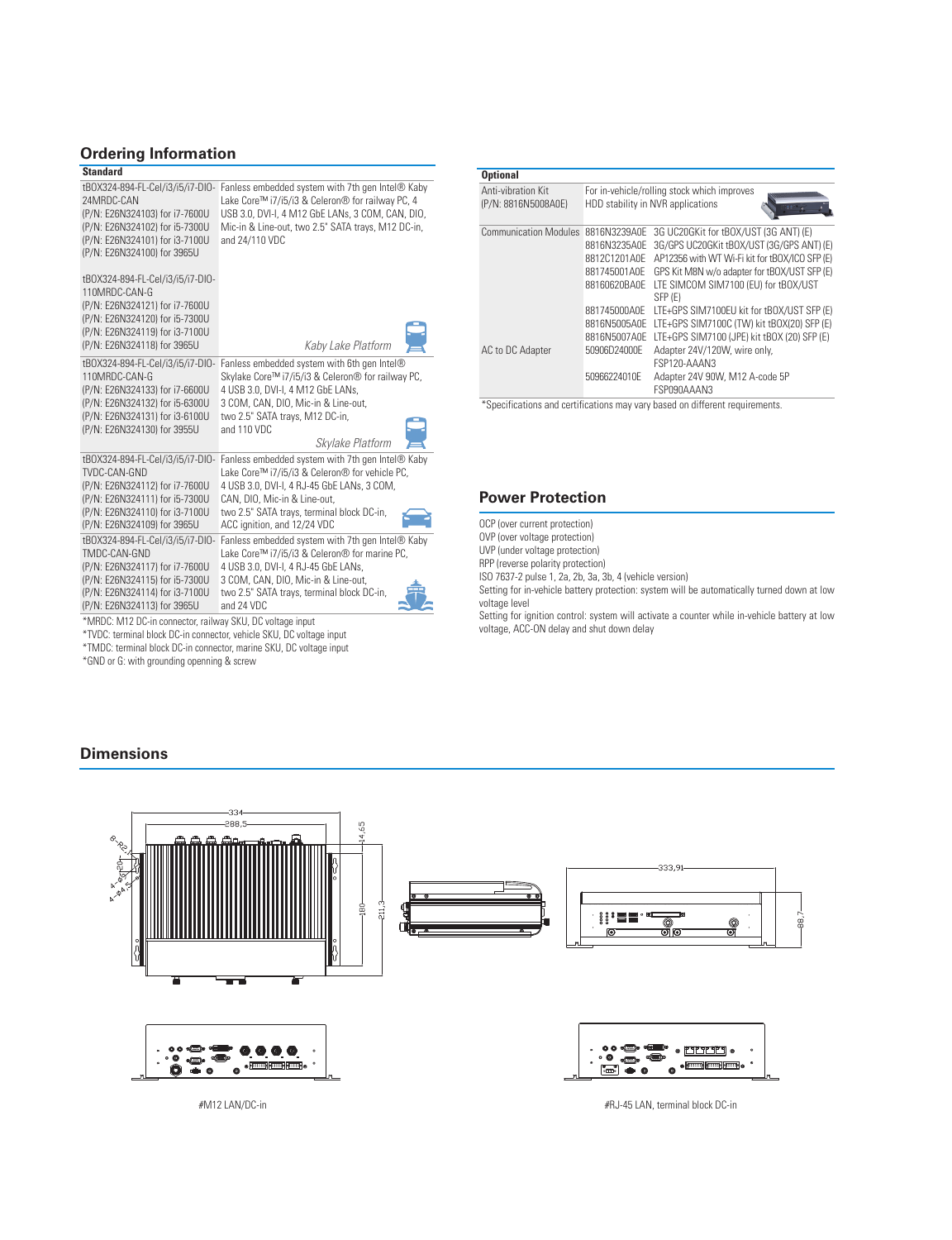## Ordering Information

**Standard**

| | |
|---|---|
| tBOX324-894-FL-Cel/i3/i5/i7-DIO-24MRDC-CAN<br>(P/N: E26N324103) for i7-7600U<br>(P/N: E26N324102) for i5-7300U<br>(P/N: E26N324101) for i3-7100U<br>(P/N: E26N324100) for 3965U<br><br>tBOX324-894-FL-Cel/i3/i5/i7-DIO-110MRDC-CAN-G<br>(P/N: E26N324121) for i7-7600U<br>(P/N: E26N324120) for i5-7300U<br>(P/N: E26N324119) for i3-7100U<br>(P/N: E26N324118) for 3965U | Fanless embedded system with 7th gen Intel® Kaby Lake Core™ i7/i5/i3 & Celeron® for railway PC, 4 USB 3.0, DVI-I, 4 M12 GbE LANs, 3 COM, CAN, DIO, Mic-in & Line-out, two 2.5" SATA trays, M12 DC-in, and 24/110 VDC<br><br>*Kaby Lake Platform* |
| tBOX324-894-FL-Cel/i3/i5/i7-DIO-110MRDC-CAN-G<br>(P/N: E26N324133) for i7-6600U<br>(P/N: E26N324132) for i5-6300U<br>(P/N: E26N324131) for i3-6100U<br>(P/N: E26N324130) for 3955U | Fanless embedded system with 6th gen Intel® Skylake Core™ i7/i5/i3 & Celeron® for railway PC, 4 USB 3.0, DVI-I, 4 M12 GbE LANs, 3 COM, CAN, DIO, Mic-in & Line-out, two 2.5" SATA trays, M12 DC-in, and 110 VDC<br><br>*Skylake Platform* |
| tBOX324-894-FL-Cel/i3/i5/i7-DIO-TVDC-CAN-GND<br>(P/N: E26N324112) for i7-7600U<br>(P/N: E26N324111) for i5-7300U<br>(P/N: E26N324110) for i3-7100U<br>(P/N: E26N324109) for 3965U | Fanless embedded system with 7th gen Intel® Kaby Lake Core™ i7/i5/i3 & Celeron® for vehicle PC, 4 USB 3.0, DVI-I, 4 RJ-45 GbE LANs, 3 COM, CAN, DIO, Mic-in & Line-out, two 2.5" SATA trays, terminal block DC-in, ACC ignition, and 12/24 VDC |
| tBOX324-894-FL-Cel/i3/i5/i7-DIO-TMDC-CAN-GND<br>(P/N: E26N324117) for i7-7600U<br>(P/N: E26N324115) for i5-7300U<br>(P/N: E26N324114) for i3-7100U<br>(P/N: E26N324113) for 3965U | Fanless embedded system with 7th gen Intel® Kaby Lake Core™ i7/i5/i3 & Celeron® for marine PC, 4 USB 3.0, DVI-I, 4 RJ-45 GbE LANs, 3 COM, CAN, DIO, Mic-in & Line-out, two 2.5" SATA trays, terminal block DC-in, and 24 VDC |

*MRDC: M12 DC-in connector, railway SKU, DC voltage input
*TVDC: terminal block DC-in connector, vehicle SKU, DC voltage input
*TMDC: terminal block DC-in connector, marine SKU, DC voltage input
*GND or G: with grounding openning & screw

**Optional**

| | | |
|---|---|---|
| Anti-vibration Kit<br>(P/N: 8816N5008A0E) | For in-vehicle/rolling stock which improves HDD stability in NVR applications | |
| Communication Modules | 8816N3239A0E | 3G UC20GKit for tBOX/UST (3G ANT) (E) |
| | 8816N3235A0E | 3G/GPS UC20GKit tBOX/UST (3G/GPS ANT) (E) |
| | 8812C1201A0E | AP12356 with WT Wi-Fi kit for tBOX/ICO SFP (E) |
| | 881745001A0E | GPS Kit M8N w/o adapter for tBOX/UST SFP (E) |
| | 88160620BA0E | LTE SIMCOM SIM7100 (EU) for tBOX/UST SFP (E) |
| | 881745000A0E | LTE+GPS SIM7100EU kit for tBOX/UST SFP (E) |
| | 8816N5005A0E | LTE+GPS SIM7100C (TW) kit tBOX(20) SFP (E) |
| | 8816N5007A0E | LTE+GPS SIM7100 (JPE) kit tBOX (20) SFP (E) |
| AC to DC Adapter | 50906D24000E | Adapter 24V/120W, wire only, FSP120-AAAN3 |
| | 50966224010E | Adapter 24V 90W, M12 A-code 5P FSP090AAAN3 |

*Specifications and certifications may vary based on different requirements.

## Power Protection

OCP (over current protection)
OVP (over voltage protection)
UVP (under voltage protection)
RPP (reverse polarity protection)
ISO 7637-2 pulse 1, 2a, 2b, 3a, 3b, 4 (vehicle version)
Setting for in-vehicle battery protection: system will be automatically turned down at low voltage level
Setting for ignition control: system will activate a counter while in-vehicle battery at low voltage, ACC-ON delay and shut down delay

## Dimensions

334
288,5
14,65
180
211,3
8-R2,1
4-φ5
4-φ4,5
20
333,91
88,7

#M12 LAN/DC-in

#RJ-45 LAN, terminal block DC-in